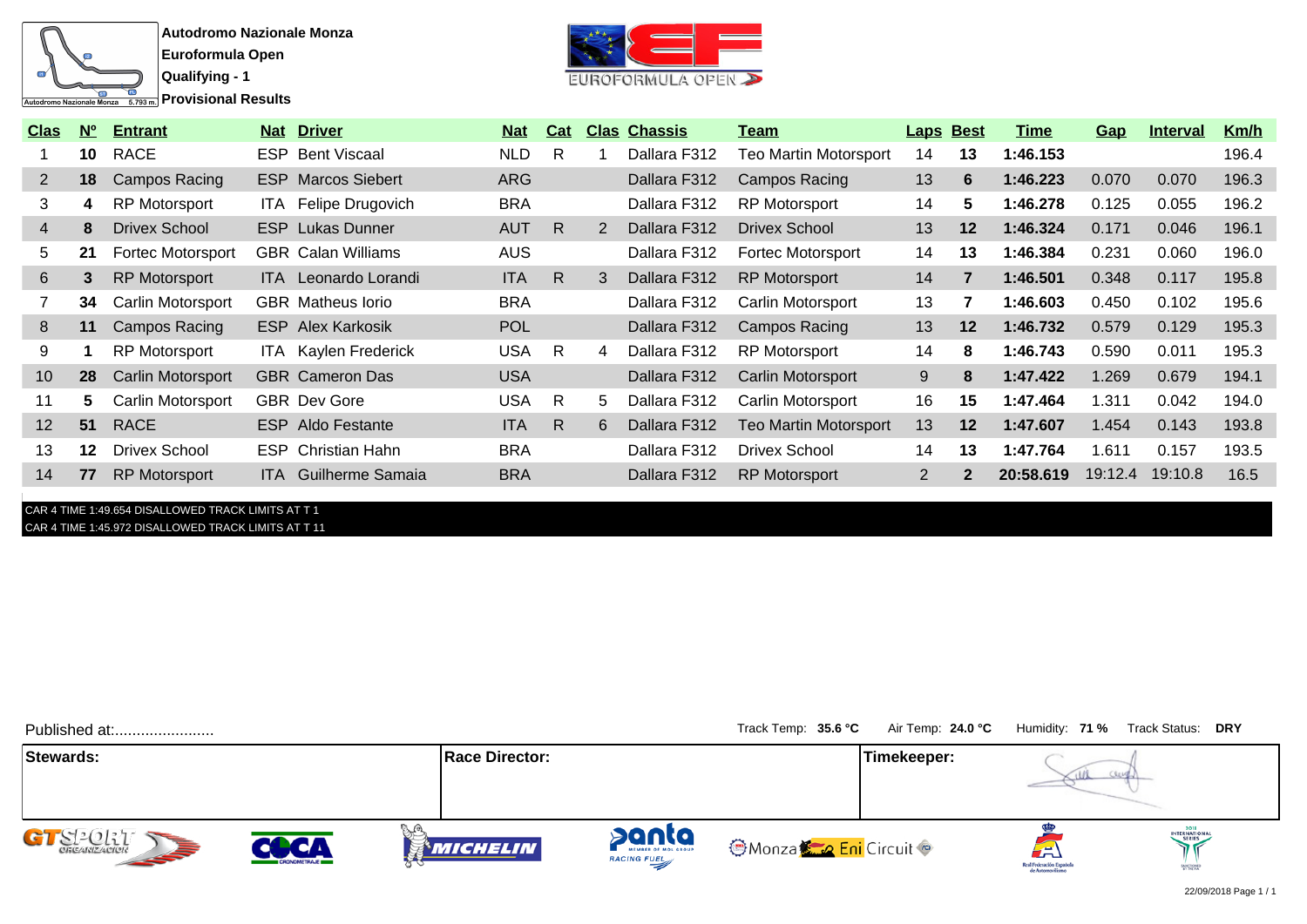**Autodromo Nazionale Monza**

**Euroformula Open**

**Qualifying - 1**

**Provisional Results**

| Clas | Nº | Entrant | Nat | Driver | Nat | Cat | Clas | Chassis | Team | Laps | Best | Time | Gap | Interval | Km/h |
|---|---|---|---|---|---|---|---|---|---|---|---|---|---|---|---|
| 1 | **10** | RACE | ESP | Bent Viscaal | NLD | R | 1 | Dallara F312 | Teo Martin Motorsport | 14 | **13** | **1:46.153** | | | 196.4 |
| 2 | **18** | Campos Racing | ESP | Marcos Siebert | ARG | | | Dallara F312 | Campos Racing | 13 | **6** | **1:46.223** | 0.070 | 0.070 | 196.3 |
| 3 | **4** | RP Motorsport | ITA | Felipe Drugovich | BRA | | | Dallara F312 | RP Motorsport | 14 | **5** | **1:46.278** | 0.125 | 0.055 | 196.2 |
| 4 | **8** | Drivex School | ESP | Lukas Dunner | AUT | R | 2 | Dallara F312 | Drivex School | 13 | **12** | **1:46.324** | 0.171 | 0.046 | 196.1 |
| 5 | **21** | Fortec Motorsport | GBR | Calan Williams | AUS | | | Dallara F312 | Fortec Motorsport | 14 | **13** | **1:46.384** | 0.231 | 0.060 | 196.0 |
| 6 | **3** | RP Motorsport | ITA | Leonardo Lorandi | ITA | R | 3 | Dallara F312 | RP Motorsport | 14 | **7** | **1:46.501** | 0.348 | 0.117 | 195.8 |
| 7 | **34** | Carlin Motorsport | GBR | Matheus Iorio | BRA | | | Dallara F312 | Carlin Motorsport | 13 | **7** | **1:46.603** | 0.450 | 0.102 | 195.6 |
| 8 | **11** | Campos Racing | ESP | Alex Karkosik | POL | | | Dallara F312 | Campos Racing | 13 | **12** | **1:46.732** | 0.579 | 0.129 | 195.3 |
| 9 | **1** | RP Motorsport | ITA | Kaylen Frederick | USA | R | 4 | Dallara F312 | RP Motorsport | 14 | **8** | **1:46.743** | 0.590 | 0.011 | 195.3 |
| 10 | **28** | Carlin Motorsport | GBR | Cameron Das | USA | | | Dallara F312 | Carlin Motorsport | 9 | **8** | **1:47.422** | 1.269 | 0.679 | 194.1 |
| 11 | **5** | Carlin Motorsport | GBR | Dev Gore | USA | R | 5 | Dallara F312 | Carlin Motorsport | 16 | **15** | **1:47.464** | 1.311 | 0.042 | 194.0 |
| 12 | **51** | RACE | ESP | Aldo Festante | ITA | R | 6 | Dallara F312 | Teo Martin Motorsport | 13 | **12** | **1:47.607** | 1.454 | 0.143 | 193.8 |
| 13 | **12** | Drivex School | ESP | Christian Hahn | BRA | | | Dallara F312 | Drivex School | 14 | **13** | **1:47.764** | 1.611 | 0.157 | 193.5 |
| 14 | **77** | RP Motorsport | ITA | Guilherme Samaia | BRA | | | Dallara F312 | RP Motorsport | 2 | **2** | **20:58.619** | 19:12.4 | 19:10.8 | 16.5 |

CAR 4 TIME 1:49.654 DISALLOWED TRACK LIMITS AT T 1

CAR 4 TIME 1:45.972 DISALLOWED TRACK LIMITS AT T 11

Published at:.......................

Track Temp: **35.6 °C** Air Temp: **24.0 °C** Humidity: **71 %** Track Status: **DRY**

| Stewards: | Race Director: | Timekeeper: |
|---|---|---|
| | | |

22/09/2018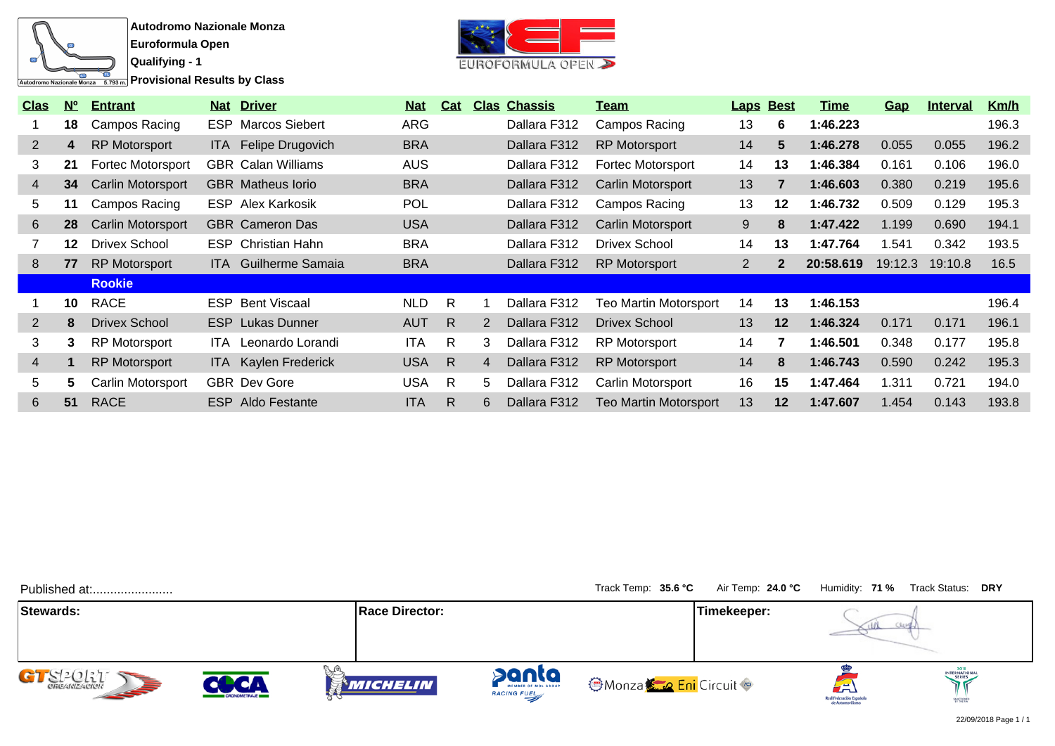**Autodromo Nazionale Monza**
**Euroformula Open**
**Qualifying - 1**
**Provisional Results by Class**

| Clas | Nº | Entrant | Nat | Driver | Nat | Cat | Clas | Chassis | Team | Laps | Best | Time | Gap | Interval | Km/h |
|---|---|---|---|---|---|---|---|---|---|---|---|---|---|---|---|
| 1 | **18** | Campos Racing | ESP | Marcos Siebert | ARG | | | Dallara F312 | Campos Racing | 13 | **6** | **1:46.223** | | | 196.3 |
| 2 | **4** | RP Motorsport | ITA | Felipe Drugovich | BRA | | | Dallara F312 | RP Motorsport | 14 | **5** | **1:46.278** | 0.055 | 0.055 | 196.2 |
| 3 | **21** | Fortec Motorsport | GBR | Calan Williams | AUS | | | Dallara F312 | Fortec Motorsport | 14 | **13** | **1:46.384** | 0.161 | 0.106 | 196.0 |
| 4 | **34** | Carlin Motorsport | GBR | Matheus Iorio | BRA | | | Dallara F312 | Carlin Motorsport | 13 | **7** | **1:46.603** | 0.380 | 0.219 | 195.6 |
| 5 | **11** | Campos Racing | ESP | Alex Karkosik | POL | | | Dallara F312 | Campos Racing | 13 | **12** | **1:46.732** | 0.509 | 0.129 | 195.3 |
| 6 | **28** | Carlin Motorsport | GBR | Cameron Das | USA | | | Dallara F312 | Carlin Motorsport | 9 | **8** | **1:47.422** | 1.199 | 0.690 | 194.1 |
| 7 | **12** | Drivex School | ESP | Christian Hahn | BRA | | | Dallara F312 | Drivex School | 14 | **13** | **1:47.764** | 1.541 | 0.342 | 193.5 |
| 8 | **77** | RP Motorsport | ITA | Guilherme Samaia | BRA | | | Dallara F312 | RP Motorsport | 2 | **2** | **20:58.619** | 19:12.3 | 19:10.8 | 16.5 |
| | | **Rookie** | | | | | | | | | | | | | |
| 1 | **10** | RACE | ESP | Bent Viscaal | NLD | R | 1 | Dallara F312 | Teo Martin Motorsport | 14 | **13** | **1:46.153** | | | 196.4 |
| 2 | **8** | Drivex School | ESP | Lukas Dunner | AUT | R | 2 | Dallara F312 | Drivex School | 13 | **12** | **1:46.324** | 0.171 | 0.171 | 196.1 |
| 3 | **3** | RP Motorsport | ITA | Leonardo Lorandi | ITA | R | 3 | Dallara F312 | RP Motorsport | 14 | **7** | **1:46.501** | 0.348 | 0.177 | 195.8 |
| 4 | **1** | RP Motorsport | ITA | Kaylen Frederick | USA | R | 4 | Dallara F312 | RP Motorsport | 14 | **8** | **1:46.743** | 0.590 | 0.242 | 195.3 |
| 5 | **5** | Carlin Motorsport | GBR | Dev Gore | USA | R | 5 | Dallara F312 | Carlin Motorsport | 16 | **15** | **1:47.464** | 1.311 | 0.721 | 194.0 |
| 6 | **51** | RACE | ESP | Aldo Festante | ITA | R | 6 | Dallara F312 | Teo Martin Motorsport | 13 | **12** | **1:47.607** | 1.454 | 0.143 | 193.8 |

Published at:......................

Track Temp: **35.6 °C** Air Temp: **24.0 °C** Humidity: **71 %** Track Status: **DRY**

| Stewards: | Race Director: | Timekeeper: |
|---|---|---|
| | | |

22/09/2018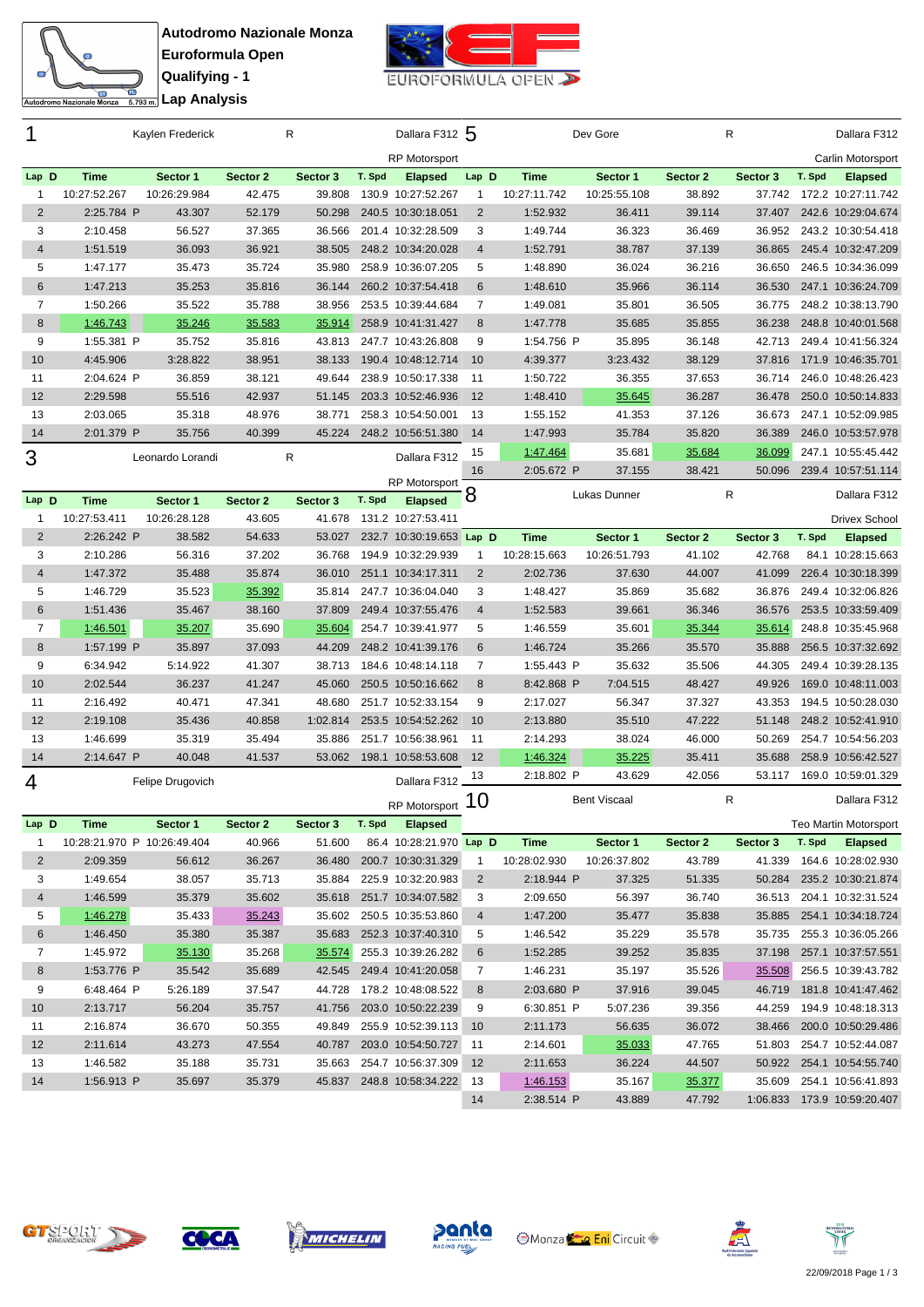# Autodromo Nazionale Monza
## Euroformula Open
## Qualifying - 1
## Lap Analysis

### 1 Kaylen Frederick R — Dallara F312 — RP Motorsport

| Lap | D | Time | Sector 1 | Sector 2 | Sector 3 | T. Spd | Elapsed |
|---|---|---|---|---|---|---|---|
| 1 | | 10:27:52.267 | 10:26:29.984 | 42.475 | 39.808 | 130.9 | 10:27:52.267 |
| 2 | | 2:25.784 P | 43.307 | 52.179 | 50.298 | 240.5 | 10:30:18.051 |
| 3 | | 2:10.458 | 56.527 | 37.365 | 36.566 | 201.4 | 10:32:28.509 |
| 4 | | 1:51.519 | 36.093 | 36.921 | 38.505 | 248.2 | 10:34:20.028 |
| 5 | | 1:47.177 | 35.473 | 35.724 | 35.980 | 258.9 | 10:36:07.205 |
| 6 | | 1:47.213 | 35.253 | 35.816 | 36.144 | 260.2 | 10:37:54.418 |
| 7 | | 1:50.266 | 35.522 | 35.788 | 38.956 | 253.5 | 10:39:44.684 |
| 8 | | 1:46.743 | 35.246 | 35.583 | 35.914 | 258.9 | 10:41:31.427 |
| 9 | | 1:55.381 P | 35.752 | 35.816 | 43.813 | 247.7 | 10:43:26.808 |
| 10 | | 4:45.906 | 3:28.822 | 38.951 | 38.133 | 190.4 | 10:48:12.714 |
| 11 | | 2:04.624 P | 36.859 | 38.121 | 49.644 | 238.9 | 10:50:17.338 |
| 12 | | 2:29.598 | 55.516 | 42.937 | 51.145 | 203.3 | 10:52:46.936 |
| 13 | | 2:03.065 | 35.318 | 48.976 | 38.771 | 258.3 | 10:54:50.001 |
| 14 | | 2:01.379 P | 35.756 | 40.399 | 45.224 | 248.2 | 10:56:51.380 |

### 3 Leonardo Lorandi R — Dallara F312 — RP Motorsport

| Lap | D | Time | Sector 1 | Sector 2 | Sector 3 | T. Spd | Elapsed |
|---|---|---|---|---|---|---|---|
| 1 | | 10:27:53.411 | 10:26:28.128 | 43.605 | 41.678 | 131.2 | 10:27:53.411 |
| 2 | | 2:26.242 P | 38.582 | 54.633 | 53.027 | 232.7 | 10:30:19.653 |
| 3 | | 2:10.286 | 56.316 | 37.202 | 36.768 | 194.9 | 10:32:29.939 |
| 4 | | 1:47.372 | 35.488 | 35.874 | 36.010 | 251.1 | 10:34:17.311 |
| 5 | | 1:46.729 | 35.523 | 35.392 | 35.814 | 247.7 | 10:36:04.040 |
| 6 | | 1:51.436 | 35.467 | 38.160 | 37.809 | 249.4 | 10:37:55.476 |
| 7 | | 1:46.501 | 35.207 | 35.690 | 35.604 | 254.7 | 10:39:41.977 |
| 8 | | 1:57.199 P | 35.897 | 37.093 | 44.209 | 248.2 | 10:41:39.176 |
| 9 | | 6:34.942 | 5:14.922 | 41.307 | 38.713 | 184.6 | 10:48:14.118 |
| 10 | | 2:02.544 | 36.237 | 41.247 | 45.060 | 250.5 | 10:50:16.662 |
| 11 | | 2:16.492 | 40.471 | 47.341 | 48.680 | 251.7 | 10:52:33.154 |
| 12 | | 2:19.108 | 35.436 | 40.858 | 1:02.814 | 253.5 | 10:54:52.262 |
| 13 | | 1:46.699 | 35.319 | 35.494 | 35.886 | 251.7 | 10:56:38.961 |
| 14 | | 2:14.647 P | 40.048 | 41.537 | 53.062 | 198.1 | 10:58:53.608 |

### 4 Felipe Drugovich — Dallara F312 — RP Motorsport

| Lap | D | Time | Sector 1 | Sector 2 | Sector 3 | T. Spd | Elapsed |
|---|---|---|---|---|---|---|---|
| 1 | | 10:28:21.970 P | 10:26:49.404 | 40.966 | 51.600 | 86.4 | 10:28:21.970 |
| 2 | | 2:09.359 | 56.612 | 36.267 | 36.480 | 200.7 | 10:30:31.329 |
| 3 | | 1:49.654 | 38.057 | 35.713 | 35.884 | 225.9 | 10:32:20.983 |
| 4 | | 1:46.599 | 35.379 | 35.602 | 35.618 | 251.7 | 10:34:07.582 |
| 5 | | 1:46.278 | 35.433 | 35.243 | 35.602 | 250.5 | 10:35:53.860 |
| 6 | | 1:46.450 | 35.380 | 35.387 | 35.683 | 252.3 | 10:37:40.310 |
| 7 | | 1:45.972 | 35.130 | 35.268 | 35.574 | 255.3 | 10:39:26.282 |
| 8 | | 1:53.776 P | 35.542 | 35.689 | 42.545 | 249.4 | 10:41:20.058 |
| 9 | | 6:48.464 P | 5:26.189 | 37.547 | 44.728 | 178.2 | 10:48:08.522 |
| 10 | | 2:13.717 | 56.204 | 35.757 | 41.756 | 203.0 | 10:50:22.239 |
| 11 | | 2:16.874 | 36.670 | 50.355 | 49.849 | 255.9 | 10:52:39.113 |
| 12 | | 2:11.614 | 43.273 | 47.554 | 40.787 | 203.0 | 10:54:50.727 |
| 13 | | 1:46.582 | 35.188 | 35.731 | 35.663 | 254.7 | 10:56:37.309 |
| 14 | | 1:56.913 P | 35.697 | 35.379 | 45.837 | 248.8 | 10:58:34.222 |

### 5 Dev Gore R — Dallara F312 — Carlin Motorsport

| Lap | D | Time | Sector 1 | Sector 2 | Sector 3 | T. Spd | Elapsed |
|---|---|---|---|---|---|---|---|
| 1 | | 10:27:11.742 | 10:25:55.108 | 38.892 | 37.742 | 172.2 | 10:27:11.742 |
| 2 | | 1:52.932 | 36.411 | 39.114 | 37.407 | 242.6 | 10:29:04.674 |
| 3 | | 1:49.744 | 36.323 | 36.469 | 36.952 | 243.2 | 10:30:54.418 |
| 4 | | 1:52.791 | 38.787 | 37.139 | 36.865 | 245.4 | 10:32:47.209 |
| 5 | | 1:48.890 | 36.024 | 36.216 | 36.650 | 246.5 | 10:34:36.099 |
| 6 | | 1:48.610 | 35.966 | 36.114 | 36.530 | 247.1 | 10:36:24.709 |
| 7 | | 1:49.081 | 35.801 | 36.505 | 36.775 | 248.2 | 10:38:13.790 |
| 8 | | 1:47.778 | 35.685 | 35.855 | 36.238 | 248.8 | 10:40:01.568 |
| 9 | | 1:54.756 P | 35.895 | 36.148 | 42.713 | 249.4 | 10:41:56.324 |
| 10 | | 4:39.377 | 3:23.432 | 38.129 | 37.816 | 171.9 | 10:46:35.701 |
| 11 | | 1:50.722 | 36.355 | 37.653 | 36.714 | 246.0 | 10:48:26.423 |
| 12 | | 1:48.410 | 35.645 | 36.287 | 36.478 | 248.8 | 10:50:14.833 |
| 13 | | 1:55.152 | 41.353 | 37.126 | 36.673 | 247.1 | 10:52:09.985 |
| 14 | | 1:47.993 | 35.784 | 35.820 | 36.389 | 246.0 | 10:53:57.978 |
| 15 | | 1:47.464 | 35.681 | 35.684 | 36.099 | 247.1 | 10:55:45.442 |
| 16 | | 2:05.672 P | 37.155 | 38.421 | 50.096 | 239.4 | 10:57:51.114 |

### 8 Lukas Dunner R — Dallara F312 — Drivex School

| Lap | D | Time | Sector 1 | Sector 2 | Sector 3 | T. Spd | Elapsed |
|---|---|---|---|---|---|---|---|
| 1 | | 10:28:15.663 | 10:26:51.793 | 41.102 | 42.768 | 84.1 | 10:28:15.663 |
| 2 | | 2:02.736 | 37.630 | 44.007 | 41.099 | 226.4 | 10:30:18.399 |
| 3 | | 1:48.427 | 35.869 | 35.682 | 36.876 | 249.4 | 10:32:06.826 |
| 4 | | 1:52.583 | 39.661 | 36.346 | 36.576 | 253.5 | 10:33:59.409 |
| 5 | | 1:46.559 | 35.601 | 35.344 | 35.614 | 248.8 | 10:35:45.968 |
| 6 | | 1:46.724 | 35.266 | 35.570 | 35.888 | 256.5 | 10:37:32.692 |
| 7 | | 1:55.443 P | 35.632 | 35.506 | 44.305 | 249.4 | 10:39:28.135 |
| 8 | | 8:42.868 P | 7:04.515 | 48.427 | 49.926 | 169.0 | 10:48:11.003 |
| 9 | | 2:17.027 | 56.347 | 37.327 | 43.353 | 194.5 | 10:50:28.030 |
| 10 | | 2:13.880 | 35.510 | 47.222 | 51.148 | 248.2 | 10:52:41.910 |
| 11 | | 2:14.293 | 38.024 | 46.000 | 50.269 | 254.7 | 10:54:56.203 |
| 12 | | 1:46.324 | 35.225 | 35.411 | 35.688 | 258.9 | 10:56:42.527 |
| 13 | | 2:18.802 P | 43.629 | 42.056 | 53.117 | 169.0 | 10:59:01.329 |

### 10 Bent Viscaal R — Dallara F312 — Teo Martin Motorsport

| Lap | D | Time | Sector 1 | Sector 2 | Sector 3 | T. Spd | Elapsed |
|---|---|---|---|---|---|---|---|
| 1 | | 10:28:02.930 | 10:26:37.802 | 43.789 | 41.339 | 164.6 | 10:28:02.930 |
| 2 | | 2:18.944 P | 37.325 | 51.335 | 50.284 | 235.2 | 10:30:21.874 |
| 3 | | 2:09.650 | 56.397 | 36.740 | 36.513 | 204.1 | 10:32:31.524 |
| 4 | | 1:47.200 | 35.477 | 35.838 | 35.885 | 254.1 | 10:34:18.724 |
| 5 | | 1:46.542 | 35.229 | 35.578 | 35.735 | 255.3 | 10:36:05.266 |
| 6 | | 1:52.285 | 39.252 | 35.835 | 37.198 | 257.1 | 10:37:57.551 |
| 7 | | 1:46.231 | 35.197 | 35.526 | 35.508 | 256.5 | 10:39:43.782 |
| 8 | | 2:03.680 P | 37.916 | 39.045 | 46.719 | 181.8 | 10:41:47.462 |
| 9 | | 6:30.851 P | 5:07.236 | 39.356 | 44.259 | 194.9 | 10:48:18.313 |
| 10 | | 2:11.173 | 56.635 | 36.072 | 38.466 | 200.0 | 10:50:29.486 |
| 11 | | 2:14.601 | 35.033 | 47.765 | 51.803 | 254.7 | 10:52:44.087 |
| 12 | | 2:11.653 | 36.224 | 44.507 | 50.922 | 254.1 | 10:54:55.740 |
| 13 | | 1:46.153 | 35.167 | 35.377 | 35.609 | 254.1 | 10:56:41.893 |
| 14 | | 2:38.514 P | 43.889 | 47.792 | 1:06.833 | 173.9 | 10:59:20.407 |

22/09/2018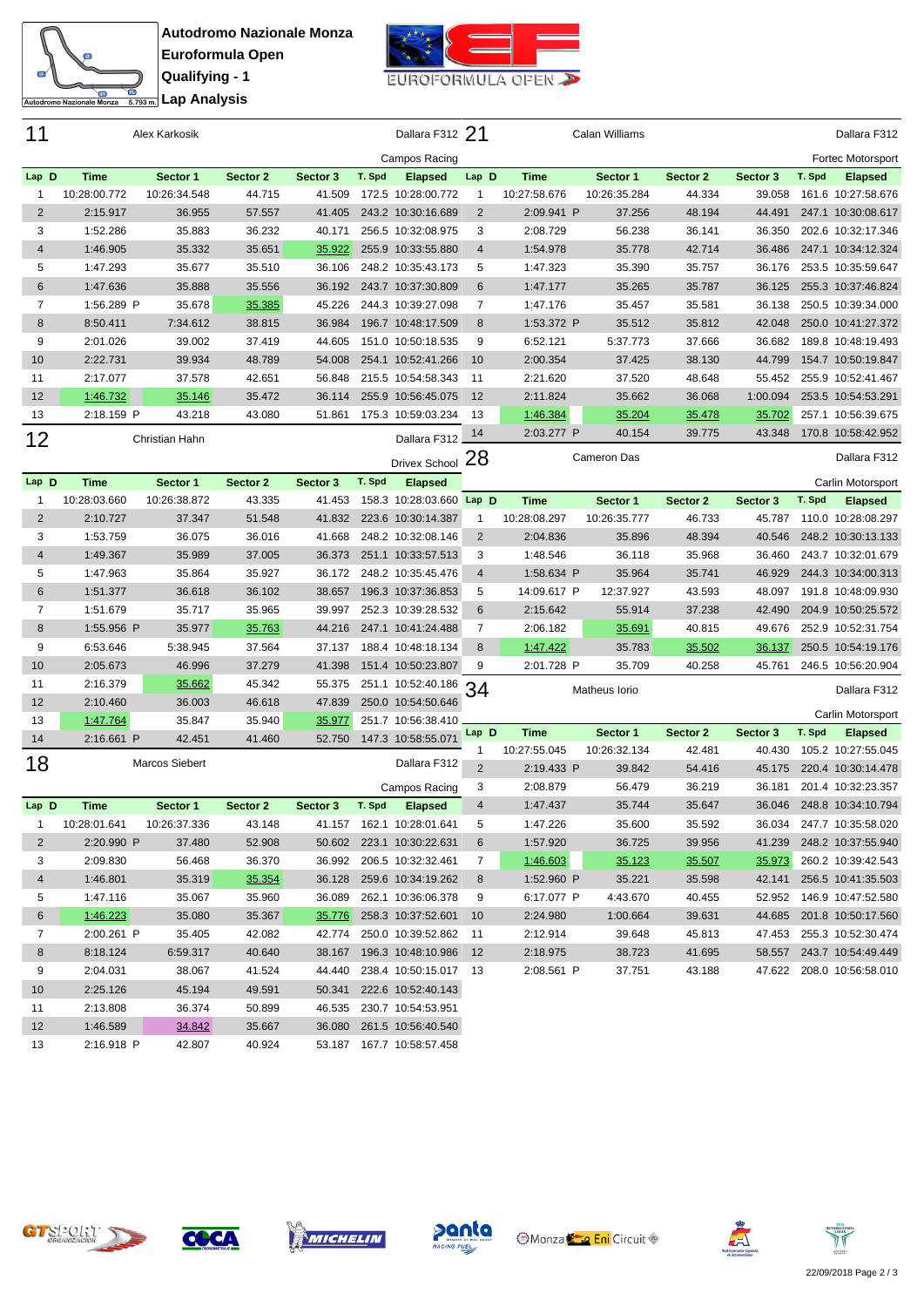# Autodromo Nazionale Monza
## Euroformula Open
## Qualifying - 1
## Lap Analysis

## 11 — Alex Karkosik — Dallara F312 — Campos Racing

| Lap | D | Time | Sector 1 | Sector 2 | Sector 3 | T. Spd | Elapsed |
|---|---|---|---|---|---|---|---|
| 1 | | 10:28:00.772 | 10:26:34.548 | 44.715 | 41.509 | 172.5 | 10:28:00.772 |
| 2 | | 2:15.917 | 36.955 | 57.557 | 41.405 | 243.2 | 10:30:16.689 |
| 3 | | 1:52.286 | 35.883 | 36.232 | 40.171 | 256.5 | 10:32:08.975 |
| 4 | | 1:46.905 | 35.332 | 35.651 | 35.922 | 255.9 | 10:33:55.880 |
| 5 | | 1:47.293 | 35.677 | 35.510 | 36.106 | 248.2 | 10:35:43.173 |
| 6 | | 1:47.636 | 35.888 | 35.556 | 36.192 | 243.7 | 10:37:30.809 |
| 7 | | 1:56.289 P | 35.678 | 35.385 | 45.226 | 244.3 | 10:39:27.098 |
| 8 | | 8:50.411 | 7:34.612 | 38.815 | 36.984 | 196.7 | 10:48:17.509 |
| 9 | | 2:01.026 | 39.002 | 37.419 | 44.605 | 151.0 | 10:50:18.535 |
| 10 | | 2:22.731 | 39.934 | 48.789 | 54.008 | 254.1 | 10:52:41.266 |
| 11 | | 2:17.077 | 37.578 | 42.651 | 56.848 | 215.5 | 10:54:58.343 |
| 12 | | 1:46.732 | 35.146 | 35.472 | 36.114 | 255.9 | 10:56:45.075 |
| 13 | | 2:18.159 P | 43.218 | 43.080 | 51.861 | 175.3 | 10:59:03.234 |

## 12 — Christian Hahn — Dallara F312 — Drivex School

| Lap | D | Time | Sector 1 | Sector 2 | Sector 3 | T. Spd | Elapsed |
|---|---|---|---|---|---|---|---|
| 1 | | 10:28:03.660 | 10:26:38.872 | 43.335 | 41.453 | 158.3 | 10:28:03.660 |
| 2 | | 2:10.727 | 37.347 | 51.548 | 41.832 | 223.6 | 10:30:14.387 |
| 3 | | 1:53.759 | 36.075 | 36.016 | 41.668 | 248.2 | 10:32:08.146 |
| 4 | | 1:49.367 | 35.989 | 37.005 | 36.373 | 251.1 | 10:33:57.513 |
| 5 | | 1:47.963 | 35.864 | 35.927 | 36.172 | 248.2 | 10:35:45.476 |
| 6 | | 1:51.377 | 36.618 | 36.102 | 38.657 | 196.3 | 10:37:36.853 |
| 7 | | 1:51.679 | 35.717 | 35.965 | 39.997 | 252.3 | 10:39:28.532 |
| 8 | | 1:55.956 P | 35.977 | 35.763 | 44.216 | 247.1 | 10:41:24.488 |
| 9 | | 6:53.646 | 5:38.945 | 37.564 | 37.137 | 188.4 | 10:48:18.134 |
| 10 | | 2:05.673 | 46.996 | 37.279 | 41.398 | 151.4 | 10:50:23.807 |
| 11 | | 2:16.379 | 35.662 | 45.342 | 55.375 | 251.1 | 10:52:40.186 |
| 12 | | 2:10.460 | 36.003 | 46.618 | 47.839 | 250.0 | 10:54:50.646 |
| 13 | | 1:47.764 | 35.847 | 35.940 | 35.977 | 251.7 | 10:56:38.410 |
| 14 | | 2:16.661 P | 42.451 | 41.460 | 52.750 | 147.3 | 10:58:55.071 |

## 18 — Marcos Siebert — Dallara F312 — Campos Racing

| Lap | D | Time | Sector 1 | Sector 2 | Sector 3 | T. Spd | Elapsed |
|---|---|---|---|---|---|---|---|
| 1 | | 10:28:01.641 | 10:26:37.336 | 43.148 | 41.157 | 162.1 | 10:28:01.641 |
| 2 | | 2:20.990 P | 37.480 | 52.908 | 50.602 | 223.1 | 10:30:22.631 |
| 3 | | 2:09.830 | 56.468 | 36.370 | 36.992 | 206.5 | 10:32:32.461 |
| 4 | | 1:46.801 | 35.319 | 35.354 | 36.128 | 259.6 | 10:34:19.262 |
| 5 | | 1:47.116 | 35.067 | 35.960 | 36.089 | 262.1 | 10:36:06.378 |
| 6 | | 1:46.223 | 35.080 | 35.367 | 35.776 | 258.3 | 10:37:52.601 |
| 7 | | 2:00.261 P | 35.405 | 42.082 | 42.774 | 250.0 | 10:39:52.862 |
| 8 | | 8:18.124 | 6:59.317 | 40.640 | 38.167 | 196.3 | 10:48:10.986 |
| 9 | | 2:04.031 | 38.067 | 41.524 | 44.440 | 238.4 | 10:50:15.017 |
| 10 | | 2:25.126 | 45.194 | 49.591 | 50.341 | 222.6 | 10:52:40.143 |
| 11 | | 2:13.808 | 36.374 | 50.899 | 46.535 | 230.7 | 10:54:53.951 |
| 12 | | 1:46.589 | 34.842 | 35.667 | 36.080 | 261.5 | 10:56:40.540 |
| 13 | | 2:16.918 P | 42.807 | 40.924 | 53.187 | 167.7 | 10:58:57.458 |

## 21 — Calan Williams — Dallara F312 — Fortec Motorsport

| Lap | D | Time | Sector 1 | Sector 2 | Sector 3 | T. Spd | Elapsed |
|---|---|---|---|---|---|---|---|
| 1 | | 10:27:58.676 | 10:26:35.284 | 44.334 | 39.058 | 161.6 | 10:27:58.676 |
| 2 | | 2:09.941 P | 37.256 | 48.194 | 44.491 | 247.1 | 10:30:08.617 |
| 3 | | 2:08.729 | 56.238 | 36.141 | 36.350 | 202.6 | 10:32:17.346 |
| 4 | | 1:54.978 | 35.778 | 42.714 | 36.486 | 247.1 | 10:34:12.324 |
| 5 | | 1:47.323 | 35.390 | 35.757 | 36.176 | 253.5 | 10:35:59.647 |
| 6 | | 1:47.177 | 35.265 | 35.787 | 36.125 | 255.3 | 10:37:46.824 |
| 7 | | 1:47.176 | 35.457 | 35.581 | 36.138 | 250.5 | 10:39:34.000 |
| 8 | | 1:53.372 P | 35.512 | 35.812 | 42.048 | 250.0 | 10:41:27.372 |
| 9 | | 6:52.121 | 5:37.773 | 37.666 | 36.682 | 189.8 | 10:48:19.493 |
| 10 | | 2:00.354 | 37.425 | 38.130 | 44.799 | 154.7 | 10:50:19.847 |
| 11 | | 2:21.620 | 37.520 | 48.648 | 55.452 | 255.9 | 10:52:41.467 |
| 12 | | 2:11.824 | 35.662 | 36.068 | 1:00.094 | 253.5 | 10:54:53.291 |
| 13 | | 1:46.384 | 35.204 | 35.478 | 35.702 | 257.1 | 10:56:39.675 |
| 14 | | 2:03.277 P | 40.154 | 39.775 | 43.348 | 170.8 | 10:58:42.952 |

## 28 — Cameron Das — Dallara F312 — Carlin Motorsport

| Lap | D | Time | Sector 1 | Sector 2 | Sector 3 | T. Spd | Elapsed |
|---|---|---|---|---|---|---|---|
| 1 | | 10:28:08.297 | 10:26:35.777 | 46.733 | 45.787 | 110.0 | 10:28:08.297 |
| 2 | | 2:04.836 | 35.896 | 48.394 | 40.546 | 248.2 | 10:30:13.133 |
| 3 | | 1:48.546 | 36.118 | 35.968 | 36.460 | 243.7 | 10:32:01.679 |
| 4 | | 1:58.634 P | 35.964 | 35.741 | 46.929 | 244.3 | 10:34:00.313 |
| 5 | | 14:09.617 P | 12:37.927 | 43.593 | 48.097 | 191.8 | 10:48:09.930 |
| 6 | | 2:15.642 | 55.914 | 37.238 | 42.490 | 204.9 | 10:50:25.572 |
| 7 | | 2:06.182 | 35.691 | 40.815 | 49.676 | 252.9 | 10:52:31.754 |
| 8 | | 1:47.422 | 35.783 | 35.502 | 36.137 | 250.5 | 10:54:19.176 |
| 9 | | 2:01.728 P | 35.709 | 40.258 | 45.761 | 246.5 | 10:56:20.904 |

## 34 — Matheus Iorio — Dallara F312 — Carlin Motorsport

| Lap | D | Time | Sector 1 | Sector 2 | Sector 3 | T. Spd | Elapsed |
|---|---|---|---|---|---|---|---|
| 1 | | 10:27:55.045 | 10:26:32.134 | 42.481 | 40.430 | 105.2 | 10:27:55.045 |
| 2 | | 2:19.433 P | 39.842 | 54.416 | 45.175 | 220.4 | 10:30:14.478 |
| 3 | | 2:08.879 | 56.479 | 36.219 | 36.181 | 201.4 | 10:32:23.357 |
| 4 | | 1:47.437 | 35.744 | 35.647 | 36.046 | 248.8 | 10:34:10.794 |
| 5 | | 1:47.226 | 35.600 | 35.592 | 36.034 | 247.7 | 10:35:58.020 |
| 6 | | 1:57.920 | 36.725 | 39.956 | 41.239 | 248.2 | 10:37:55.940 |
| 7 | | 1:46.603 | 35.123 | 35.507 | 35.973 | 260.2 | 10:39:42.543 |
| 8 | | 1:52.960 P | 35.221 | 35.598 | 42.141 | 256.5 | 10:41:35.503 |
| 9 | | 6:17.077 P | 4:43.670 | 40.455 | 52.952 | 146.9 | 10:47:52.580 |
| 10 | | 2:24.980 | 1:00.664 | 39.631 | 44.685 | 201.8 | 10:50:17.560 |
| 11 | | 2:12.914 | 39.648 | 45.813 | 47.453 | 255.3 | 10:52:30.474 |
| 12 | | 2:18.975 | 38.723 | 41.695 | 58.557 | 243.7 | 10:54:49.449 |
| 13 | | 2:08.561 P | 37.751 | 43.188 | 47.622 | 208.0 | 10:56:58.010 |

22/09/2018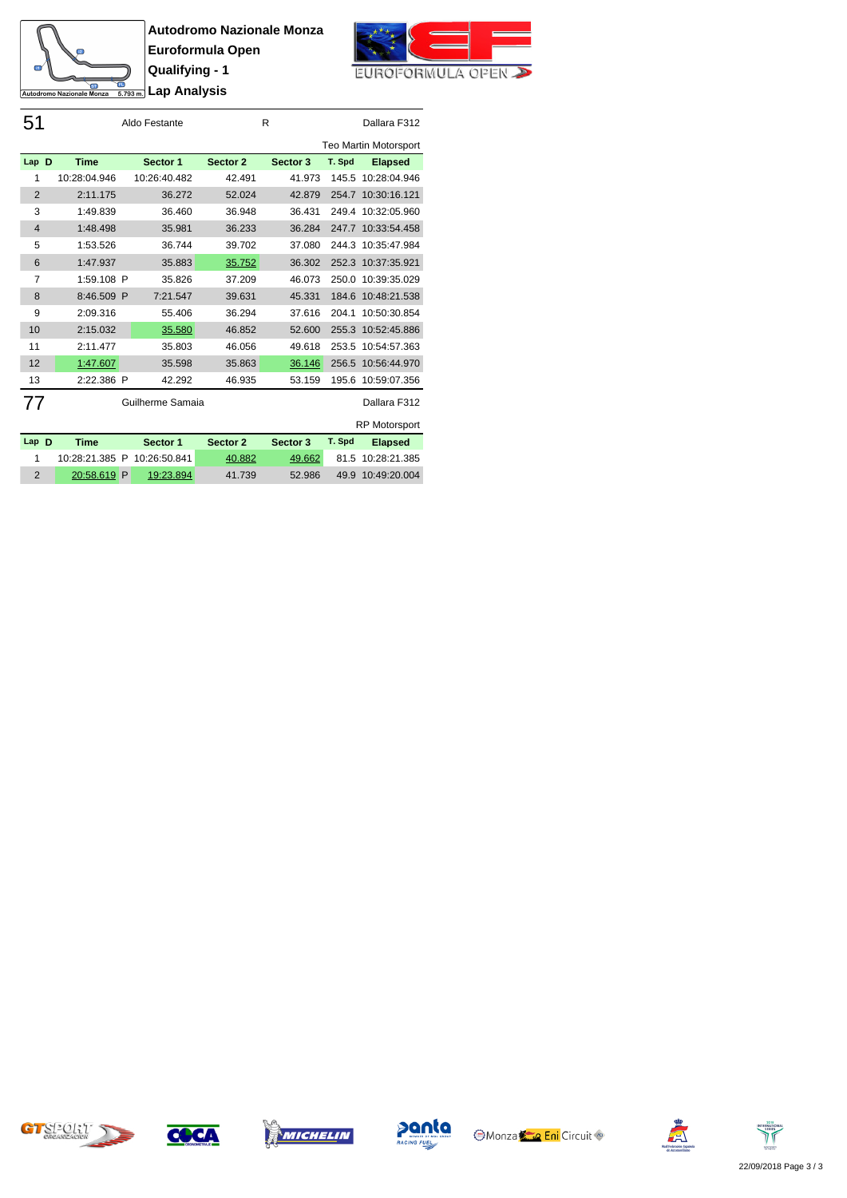**Autodromo Nazionale Monza**
**Euroformula Open**
**Qualifying - 1**
**Lap Analysis**

Autodromo Nazionale Monza 5.793 m.

## 51 Aldo Festante R Dallara F312

Teo Martin Motorsport

| Lap | D | Time | | Sector 1 | Sector 2 | Sector 3 | T. Spd | Elapsed |
|---|---|---|---|---|---|---|---|---|
| 1 | | 10:28:04.946 | | 10:26:40.482 | 42.491 | 41.973 | 145.5 | 10:28:04.946 |
| 2 | | 2:11.175 | | 36.272 | 52.024 | 42.879 | 254.7 | 10:30:16.121 |
| 3 | | 1:49.839 | | 36.460 | 36.948 | 36.431 | 249.4 | 10:32:05.960 |
| 4 | | 1:48.498 | | 35.981 | 36.233 | 36.284 | 247.7 | 10:33:54.458 |
| 5 | | 1:53.526 | | 36.744 | 39.702 | 37.080 | 244.3 | 10:35:47.984 |
| 6 | | 1:47.937 | | 35.883 | 35.752 | 36.302 | 252.3 | 10:37:35.921 |
| 7 | | 1:59.108 | P | 35.826 | 37.209 | 46.073 | 250.0 | 10:39:35.029 |
| 8 | | 8:46.509 | P | 7:21.547 | 39.631 | 45.331 | 184.6 | 10:48:21.538 |
| 9 | | 2:09.316 | | 55.406 | 36.294 | 37.616 | 204.1 | 10:50:30.854 |
| 10 | | 2:15.032 | | 35.580 | 46.852 | 52.600 | 255.3 | 10:52:45.886 |
| 11 | | 2:11.477 | | 35.803 | 46.056 | 49.618 | 253.5 | 10:54:57.363 |
| 12 | | 1:47.607 | | 35.598 | 35.863 | 36.146 | 256.5 | 10:56:44.970 |
| 13 | | 2:22.386 | P | 42.292 | 46.935 | 53.159 | 195.6 | 10:59:07.356 |

## 77 Guilherme Samaia Dallara F312

RP Motorsport

| Lap | D | Time | | Sector 1 | Sector 2 | Sector 3 | T. Spd | Elapsed |
|---|---|---|---|---|---|---|---|---|
| 1 | | 10:28:21.385 | P | 10:26:50.841 | 40.882 | 49.662 | 81.5 | 10:28:21.385 |
| 2 | | 20:58.619 | P | 19:23.894 | 41.739 | 52.986 | 49.9 | 10:49:20.004 |

22/09/2018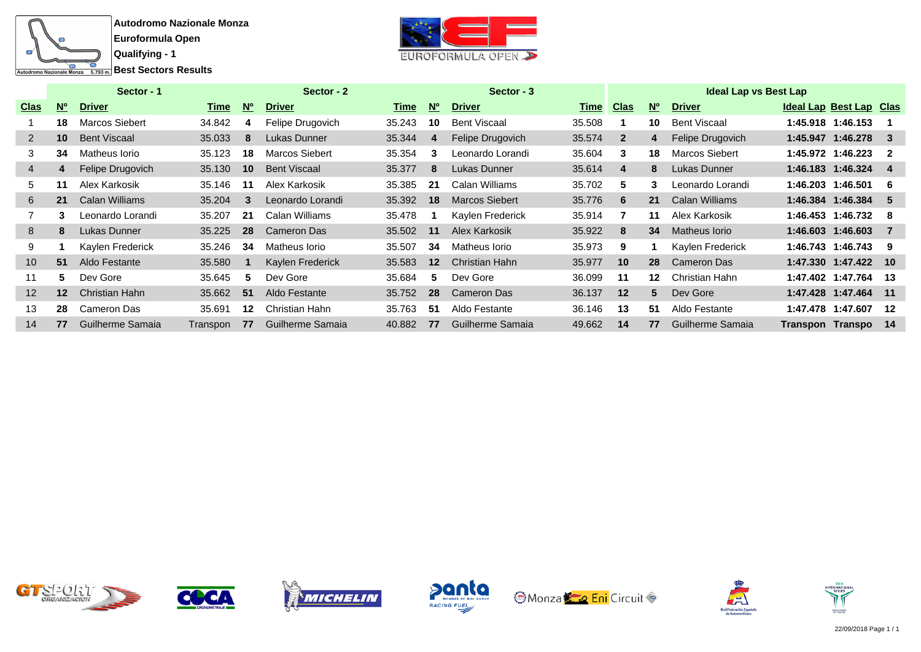**Autodromo Nazionale Monza**
**Euroformula Open**
**Qualifying - 1**
**Best Sectors Results**

| Sector - 1 | | | | Sector - 2 | | | Sector - 3 | | | Ideal Lap vs Best Lap | | | | | |
|---|---|---|---|---|---|---|---|---|---|---|---|---|---|---|---|
| **Clas** | **Nº** | **Driver** | **Time** | **Nº** | **Driver** | **Time** | **Nº** | **Driver** | **Time** | **Clas** | **Nº** | **Driver** | **Ideal Lap** | **Best Lap** | **Clas** |
| 1 | **18** | Marcos Siebert | 34.842 | **4** | Felipe Drugovich | 35.243 | **10** | Bent Viscaal | 35.508 | **1** | **10** | Bent Viscaal | **1:45.918** | **1:46.153** | **1** |
| 2 | **10** | Bent Viscaal | 35.033 | **8** | Lukas Dunner | 35.344 | **4** | Felipe Drugovich | 35.574 | **2** | **4** | Felipe Drugovich | **1:45.947** | **1:46.278** | **3** |
| 3 | **34** | Matheus Iorio | 35.123 | **18** | Marcos Siebert | 35.354 | **3** | Leonardo Lorandi | 35.604 | **3** | **18** | Marcos Siebert | **1:45.972** | **1:46.223** | **2** |
| 4 | **4** | Felipe Drugovich | 35.130 | **10** | Bent Viscaal | 35.377 | **8** | Lukas Dunner | 35.614 | **4** | **8** | Lukas Dunner | **1:46.183** | **1:46.324** | **4** |
| 5 | **11** | Alex Karkosik | 35.146 | **11** | Alex Karkosik | 35.385 | **21** | Calan Williams | 35.702 | **5** | **3** | Leonardo Lorandi | **1:46.203** | **1:46.501** | **6** |
| 6 | **21** | Calan Williams | 35.204 | **3** | Leonardo Lorandi | 35.392 | **18** | Marcos Siebert | 35.776 | **6** | **21** | Calan Williams | **1:46.384** | **1:46.384** | **5** |
| 7 | **3** | Leonardo Lorandi | 35.207 | **21** | Calan Williams | 35.478 | **1** | Kaylen Frederick | 35.914 | **7** | **11** | Alex Karkosik | **1:46.453** | **1:46.732** | **8** |
| 8 | **8** | Lukas Dunner | 35.225 | **28** | Cameron Das | 35.502 | **11** | Alex Karkosik | 35.922 | **8** | **34** | Matheus Iorio | **1:46.603** | **1:46.603** | **7** |
| 9 | **1** | Kaylen Frederick | 35.246 | **34** | Matheus Iorio | 35.507 | **34** | Matheus Iorio | 35.973 | **9** | **1** | Kaylen Frederick | **1:46.743** | **1:46.743** | **9** |
| 10 | **51** | Aldo Festante | 35.580 | **1** | Kaylen Frederick | 35.583 | **12** | Christian Hahn | 35.977 | **10** | **28** | Cameron Das | **1:47.330** | **1:47.422** | **10** |
| 11 | **5** | Dev Gore | 35.645 | **5** | Dev Gore | 35.684 | **5** | Dev Gore | 36.099 | **11** | **12** | Christian Hahn | **1:47.402** | **1:47.764** | **13** |
| 12 | **12** | Christian Hahn | 35.662 | **51** | Aldo Festante | 35.752 | **28** | Cameron Das | 36.137 | **12** | **5** | Dev Gore | **1:47.428** | **1:47.464** | **11** |
| 13 | **28** | Cameron Das | 35.691 | **12** | Christian Hahn | 35.763 | **51** | Aldo Festante | 36.146 | **13** | **51** | Aldo Festante | **1:47.478** | **1:47.607** | **12** |
| 14 | **77** | Guilherme Samaia | Transpon | **77** | Guilherme Samaia | 40.882 | **77** | Guilherme Samaia | 49.662 | **14** | **77** | Guilherme Samaia | **Transpon** | **Transpo** | **14** |

22/09/2018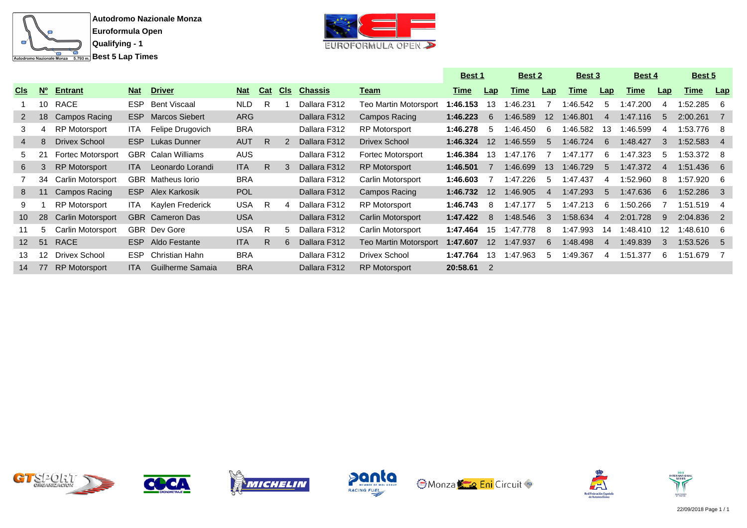**Autodromo Nazionale Monza**
**Euroformula Open**
**Qualifying - 1**
**Best 5 Lap Times**

| Cls | Nº | Entrant | Nat | Driver | Nat | Cat | Cls | Chassis | Team | Best 1 | | Best 2 | | Best 3 | | Best 4 | | Best 5 | |
|---|---|---|---|---|---|---|---|---|---|---|---|---|---|---|---|---|---|---|---|
| | | | | | | | | | | Time | Lap | Time | Lap | Time | Lap | Time | Lap | Time | Lap |
| 1 | 10 | RACE | ESP | Bent Viscaal | NLD | R | 1 | Dallara F312 | Teo Martin Motorsport | **1:46.153** | 13 | 1:46.231 | 7 | 1:46.542 | 5 | 1:47.200 | 4 | 1:52.285 | 6 |
| 2 | 18 | Campos Racing | ESP | Marcos Siebert | ARG | | | Dallara F312 | Campos Racing | **1:46.223** | 6 | 1:46.589 | 12 | 1:46.801 | 4 | 1:47.116 | 5 | 2:00.261 | 7 |
| 3 | 4 | RP Motorsport | ITA | Felipe Drugovich | BRA | | | Dallara F312 | RP Motorsport | **1:46.278** | 5 | 1:46.450 | 6 | 1:46.582 | 13 | 1:46.599 | 4 | 1:53.776 | 8 |
| 4 | 8 | Drivex School | ESP | Lukas Dunner | AUT | R | 2 | Dallara F312 | Drivex School | **1:46.324** | 12 | 1:46.559 | 5 | 1:46.724 | 6 | 1:48.427 | 3 | 1:52.583 | 4 |
| 5 | 21 | Fortec Motorsport | GBR | Calan Williams | AUS | | | Dallara F312 | Fortec Motorsport | **1:46.384** | 13 | 1:47.176 | 7 | 1:47.177 | 6 | 1:47.323 | 5 | 1:53.372 | 8 |
| 6 | 3 | RP Motorsport | ITA | Leonardo Lorandi | ITA | R | 3 | Dallara F312 | RP Motorsport | **1:46.501** | 7 | 1:46.699 | 13 | 1:46.729 | 5 | 1:47.372 | 4 | 1:51.436 | 6 |
| 7 | 34 | Carlin Motorsport | GBR | Matheus Iorio | BRA | | | Dallara F312 | Carlin Motorsport | **1:46.603** | 7 | 1:47.226 | 5 | 1:47.437 | 4 | 1:52.960 | 8 | 1:57.920 | 6 |
| 8 | 11 | Campos Racing | ESP | Alex Karkosik | POL | | | Dallara F312 | Campos Racing | **1:46.732** | 12 | 1:46.905 | 4 | 1:47.293 | 5 | 1:47.636 | 6 | 1:52.286 | 3 |
| 9 | 1 | RP Motorsport | ITA | Kaylen Frederick | USA | R | 4 | Dallara F312 | RP Motorsport | **1:46.743** | 8 | 1:47.177 | 5 | 1:47.213 | 6 | 1:50.266 | 7 | 1:51.519 | 4 |
| 10 | 28 | Carlin Motorsport | GBR | Cameron Das | USA | | | Dallara F312 | Carlin Motorsport | **1:47.422** | 8 | 1:48.546 | 3 | 1:58.634 | 4 | 2:01.728 | 9 | 2:04.836 | 2 |
| 11 | 5 | Carlin Motorsport | GBR | Dev Gore | USA | R | 5 | Dallara F312 | Carlin Motorsport | **1:47.464** | 15 | 1:47.778 | 8 | 1:47.993 | 14 | 1:48.410 | 12 | 1:48.610 | 6 |
| 12 | 51 | RACE | ESP | Aldo Festante | ITA | R | 6 | Dallara F312 | Teo Martin Motorsport | **1:47.607** | 12 | 1:47.937 | 6 | 1:48.498 | 4 | 1:49.839 | 3 | 1:53.526 | 5 |
| 13 | 12 | Drivex School | ESP | Christian Hahn | BRA | | | Dallara F312 | Drivex School | **1:47.764** | 13 | 1:47.963 | 5 | 1:49.367 | 4 | 1:51.377 | 6 | 1:51.679 | 7 |
| 14 | 77 | RP Motorsport | ITA | Guilherme Samaia | BRA | | | Dallara F312 | RP Motorsport | **20:58.61** | 2 | | | | | | | | |

22/09/2018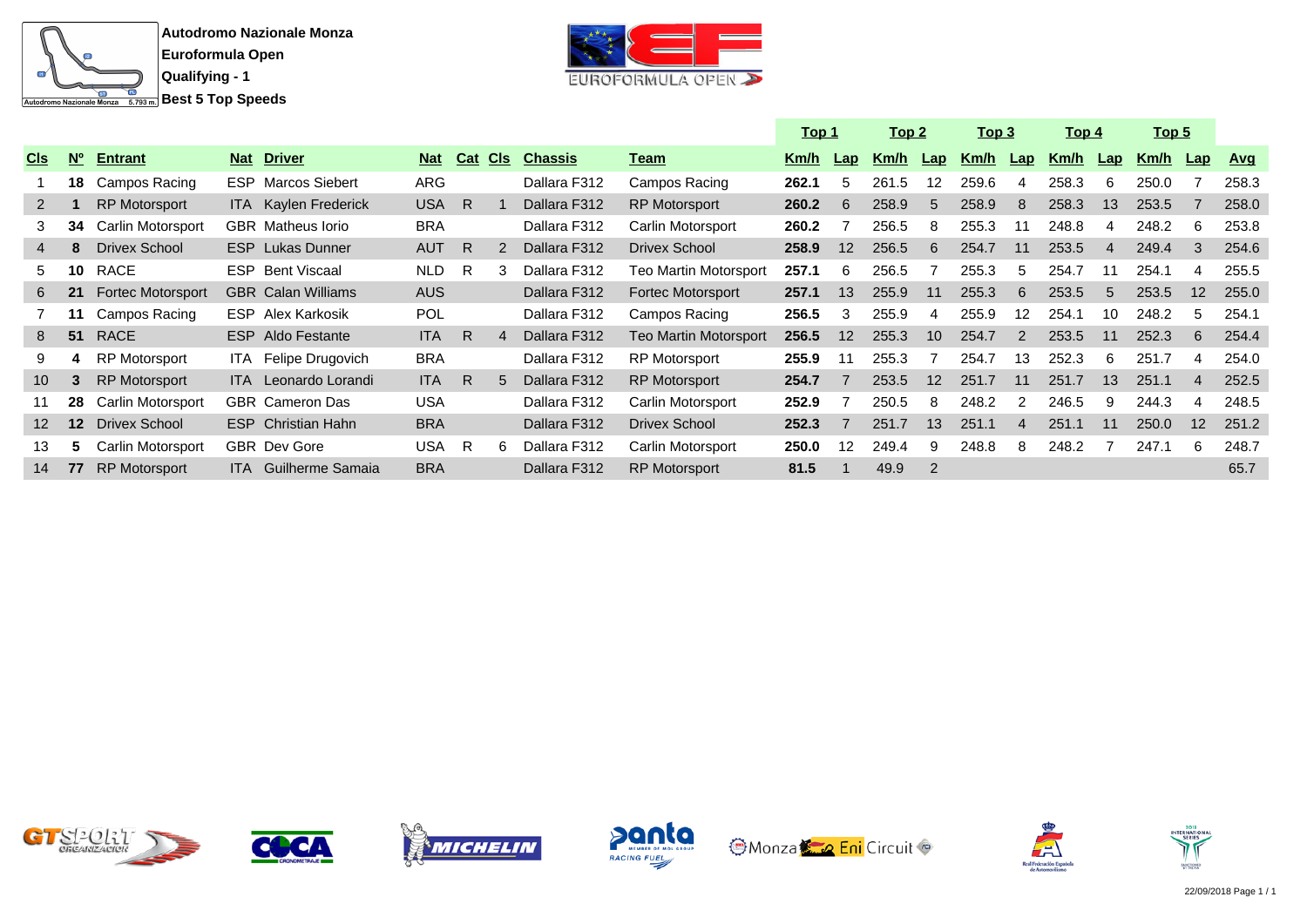**Autodromo Nazionale Monza**
**Euroformula Open**
**Qualifying - 1**
**Best 5 Top Speeds**

| | | | | | | | | | | Top 1 | | Top 2 | | Top 3 | | Top 4 | | Top 5 | | |
|---|---|---|---|---|---|---|---|---|---|---|---|---|---|---|---|---|---|---|---|---|
| **Cls** | **Nº** | **Entrant** | **Nat** | **Driver** | **Nat** | **Cat** | **Cls** | **Chassis** | **Team** | **Km/h** | **Lap** | **Km/h** | **Lap** | **Km/h** | **Lap** | **Km/h** | **Lap** | **Km/h** | **Lap** | **Avg** |
| 1 | **18** | Campos Racing | ESP | Marcos Siebert | ARG | | | Dallara F312 | Campos Racing | **262.1** | 5 | 261.5 | 12 | 259.6 | 4 | 258.3 | 6 | 250.0 | 7 | 258.3 |
| 2 | **1** | RP Motorsport | ITA | Kaylen Frederick | USA | R | 1 | Dallara F312 | RP Motorsport | **260.2** | 6 | 258.9 | 5 | 258.9 | 8 | 258.3 | 13 | 253.5 | 7 | 258.0 |
| 3 | **34** | Carlin Motorsport | GBR | Matheus Iorio | BRA | | | Dallara F312 | Carlin Motorsport | **260.2** | 7 | 256.5 | 8 | 255.3 | 11 | 248.8 | 4 | 248.2 | 6 | 253.8 |
| 4 | **8** | Drivex School | ESP | Lukas Dunner | AUT | R | 2 | Dallara F312 | Drivex School | **258.9** | 12 | 256.5 | 6 | 254.7 | 11 | 253.5 | 4 | 249.4 | 3 | 254.6 |
| 5 | **10** | RACE | ESP | Bent Viscaal | NLD | R | 3 | Dallara F312 | Teo Martin Motorsport | **257.1** | 6 | 256.5 | 7 | 255.3 | 5 | 254.7 | 11 | 254.1 | 4 | 255.5 |
| 6 | **21** | Fortec Motorsport | GBR | Calan Williams | AUS | | | Dallara F312 | Fortec Motorsport | **257.1** | 13 | 255.9 | 11 | 255.3 | 6 | 253.5 | 5 | 253.5 | 12 | 255.0 |
| 7 | **11** | Campos Racing | ESP | Alex Karkosik | POL | | | Dallara F312 | Campos Racing | **256.5** | 3 | 255.9 | 4 | 255.9 | 12 | 254.1 | 10 | 248.2 | 5 | 254.1 |
| 8 | **51** | RACE | ESP | Aldo Festante | ITA | R | 4 | Dallara F312 | Teo Martin Motorsport | **256.5** | 12 | 255.3 | 10 | 254.7 | 2 | 253.5 | 11 | 252.3 | 6 | 254.4 |
| 9 | **4** | RP Motorsport | ITA | Felipe Drugovich | BRA | | | Dallara F312 | RP Motorsport | **255.9** | 11 | 255.3 | 7 | 254.7 | 13 | 252.3 | 6 | 251.7 | 4 | 254.0 |
| 10 | **3** | RP Motorsport | ITA | Leonardo Lorandi | ITA | R | 5 | Dallara F312 | RP Motorsport | **254.7** | 7 | 253.5 | 12 | 251.7 | 11 | 251.7 | 13 | 251.1 | 4 | 252.5 |
| 11 | **28** | Carlin Motorsport | GBR | Cameron Das | USA | | | Dallara F312 | Carlin Motorsport | **252.9** | 7 | 250.5 | 8 | 248.2 | 2 | 246.5 | 9 | 244.3 | 4 | 248.5 |
| 12 | **12** | Drivex School | ESP | Christian Hahn | BRA | | | Dallara F312 | Drivex School | **252.3** | 7 | 251.7 | 13 | 251.1 | 4 | 251.1 | 11 | 250.0 | 12 | 251.2 |
| 13 | **5** | Carlin Motorsport | GBR | Dev Gore | USA | R | 6 | Dallara F312 | Carlin Motorsport | **250.0** | 12 | 249.4 | 9 | 248.8 | 8 | 248.2 | 7 | 247.1 | 6 | 248.7 |
| 14 | **77** | RP Motorsport | ITA | Guilherme Samaia | BRA | | | Dallara F312 | RP Motorsport | **81.5** | 1 | 49.9 | 2 | | | | | | | 65.7 |

22/09/2018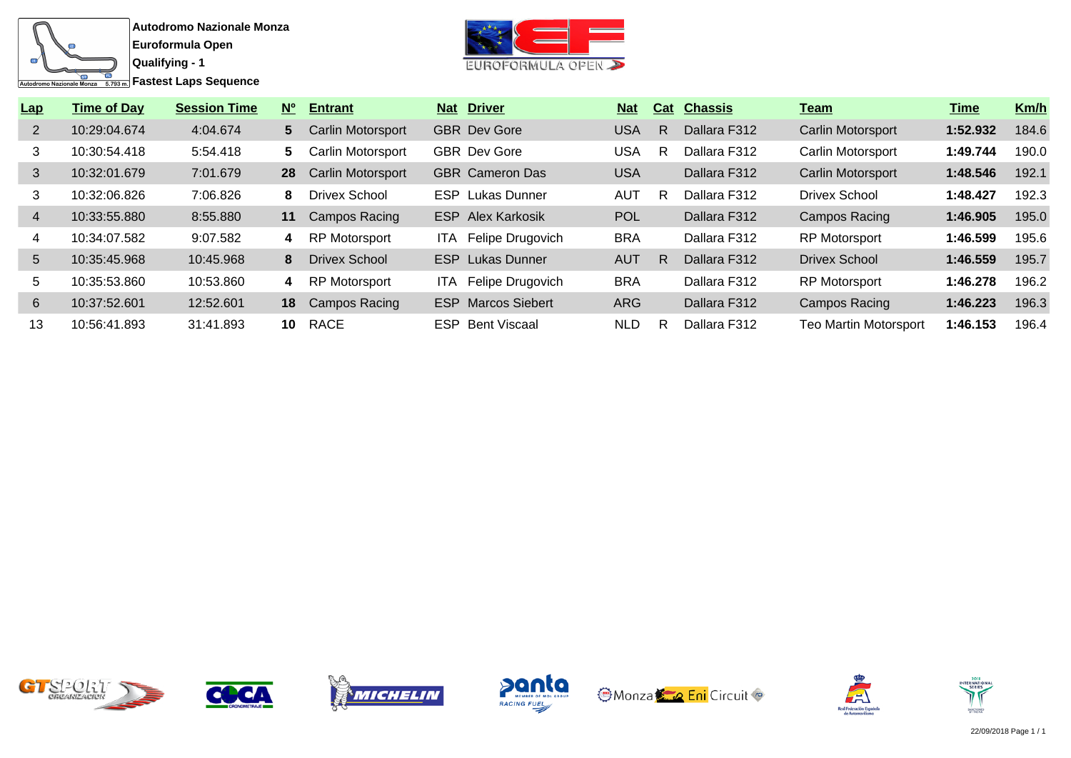**Autodromo Nazionale Monza**
**Euroformula Open**
**Qualifying - 1**
**Fastest Laps Sequence**

| Lap | Time of Day | Session Time | Nº | Entrant | Nat | Driver | Nat | Cat | Chassis | Team | Time | Km/h |
|---|---|---|---|---|---|---|---|---|---|---|---|---|
| 2 | 10:29:04.674 | 4:04.674 | **5** | Carlin Motorsport | GBR | Dev Gore | USA | R | Dallara F312 | Carlin Motorsport | **1:52.932** | 184.6 |
| 3 | 10:30:54.418 | 5:54.418 | **5** | Carlin Motorsport | GBR | Dev Gore | USA | R | Dallara F312 | Carlin Motorsport | **1:49.744** | 190.0 |
| 3 | 10:32:01.679 | 7:01.679 | **28** | Carlin Motorsport | GBR | Cameron Das | USA | | Dallara F312 | Carlin Motorsport | **1:48.546** | 192.1 |
| 3 | 10:32:06.826 | 7:06.826 | **8** | Drivex School | ESP | Lukas Dunner | AUT | R | Dallara F312 | Drivex School | **1:48.427** | 192.3 |
| 4 | 10:33:55.880 | 8:55.880 | **11** | Campos Racing | ESP | Alex Karkosik | POL | | Dallara F312 | Campos Racing | **1:46.905** | 195.0 |
| 4 | 10:34:07.582 | 9:07.582 | **4** | RP Motorsport | ITA | Felipe Drugovich | BRA | | Dallara F312 | RP Motorsport | **1:46.599** | 195.6 |
| 5 | 10:35:45.968 | 10:45.968 | **8** | Drivex School | ESP | Lukas Dunner | AUT | R | Dallara F312 | Drivex School | **1:46.559** | 195.7 |
| 5 | 10:35:53.860 | 10:53.860 | **4** | RP Motorsport | ITA | Felipe Drugovich | BRA | | Dallara F312 | RP Motorsport | **1:46.278** | 196.2 |
| 6 | 10:37:52.601 | 12:52.601 | **18** | Campos Racing | ESP | Marcos Siebert | ARG | | Dallara F312 | Campos Racing | **1:46.223** | 196.3 |
| 13 | 10:56:41.893 | 31:41.893 | **10** | RACE | ESP | Bent Viscaal | NLD | R | Dallara F312 | Teo Martin Motorsport | **1:46.153** | 196.4 |

22/09/2018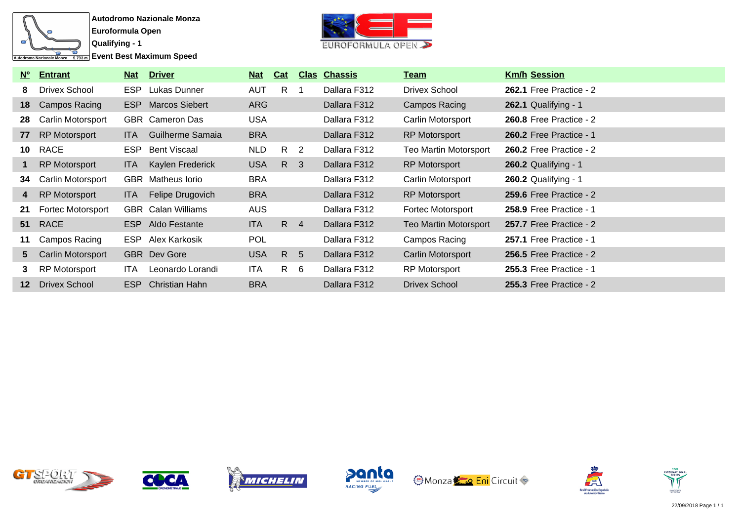**Autodromo Nazionale Monza**

**Euroformula Open**

**Qualifying - 1**

**Event Best Maximum Speed**

| Nº | Entrant | Nat | Driver | Nat | Cat | Clas | Chassis | Team | Km/h | Session |
|---|---|---|---|---|---|---|---|---|---|---|
| 8 | Drivex School | ESP | Lukas Dunner | AUT | R | 1 | Dallara F312 | Drivex School | **262.1** | Free Practice - 2 |
| 18 | Campos Racing | ESP | Marcos Siebert | ARG | | | Dallara F312 | Campos Racing | **262.1** | Qualifying - 1 |
| 28 | Carlin Motorsport | GBR | Cameron Das | USA | | | Dallara F312 | Carlin Motorsport | **260.8** | Free Practice - 2 |
| 77 | RP Motorsport | ITA | Guilherme Samaia | BRA | | | Dallara F312 | RP Motorsport | **260.2** | Free Practice - 1 |
| 10 | RACE | ESP | Bent Viscaal | NLD | R | 2 | Dallara F312 | Teo Martin Motorsport | **260.2** | Free Practice - 2 |
| 1 | RP Motorsport | ITA | Kaylen Frederick | USA | R | 3 | Dallara F312 | RP Motorsport | **260.2** | Qualifying - 1 |
| 34 | Carlin Motorsport | GBR | Matheus Iorio | BRA | | | Dallara F312 | Carlin Motorsport | **260.2** | Qualifying - 1 |
| 4 | RP Motorsport | ITA | Felipe Drugovich | BRA | | | Dallara F312 | RP Motorsport | **259.6** | Free Practice - 2 |
| 21 | Fortec Motorsport | GBR | Calan Williams | AUS | | | Dallara F312 | Fortec Motorsport | **258.9** | Free Practice - 1 |
| 51 | RACE | ESP | Aldo Festante | ITA | R | 4 | Dallara F312 | Teo Martin Motorsport | **257.7** | Free Practice - 2 |
| 11 | Campos Racing | ESP | Alex Karkosik | POL | | | Dallara F312 | Campos Racing | **257.1** | Free Practice - 1 |
| 5 | Carlin Motorsport | GBR | Dev Gore | USA | R | 5 | Dallara F312 | Carlin Motorsport | **256.5** | Free Practice - 2 |
| 3 | RP Motorsport | ITA | Leonardo Lorandi | ITA | R | 6 | Dallara F312 | RP Motorsport | **255.3** | Free Practice - 1 |
| 12 | Drivex School | ESP | Christian Hahn | BRA | | | Dallara F312 | Drivex School | **255.3** | Free Practice - 2 |

22/09/2018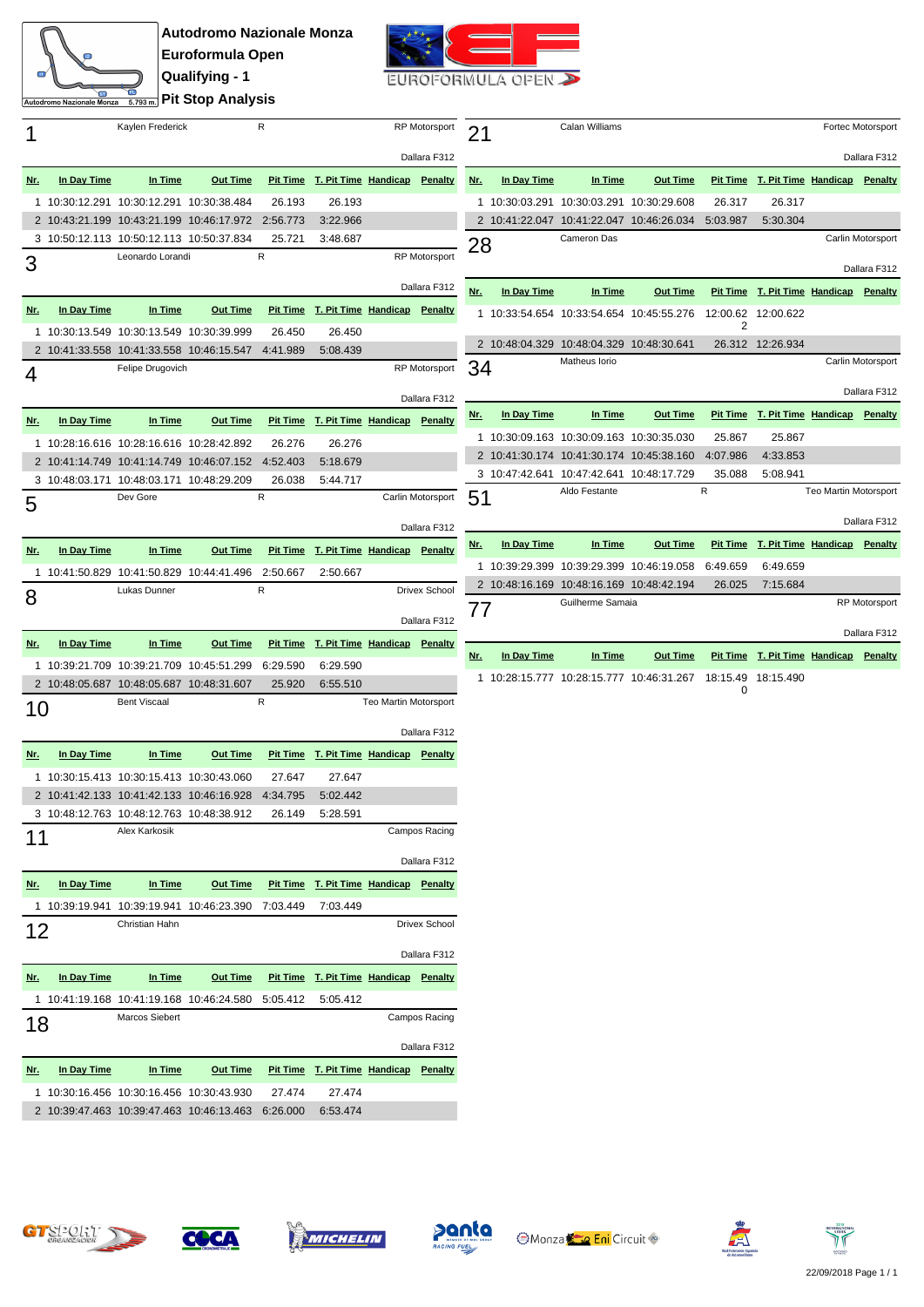# Autodromo Nazionale Monza

## Euroformula Open

## Qualifying - 1

## Pit Stop Analysis

### 1 — Kaylen Frederick — R — RP Motorsport — Dallara F312

| Nr. | In Day Time | In Time | Out Time | Pit Time | T. Pit Time | Handicap | Penalty |
|---|---|---|---|---|---|---|---|
| 1 | 10:30:12.291 | 10:30:12.291 | 10:30:38.484 | 26.193 | 26.193 | | |
| 2 | 10:43:21.199 | 10:43:21.199 | 10:46:17.972 | 2:56.773 | 3:22.966 | | |
| 3 | 10:50:12.113 | 10:50:12.113 | 10:50:37.834 | 25.721 | 3:48.687 | | |

### 3 — Leonardo Lorandi — R — RP Motorsport — Dallara F312

| Nr. | In Day Time | In Time | Out Time | Pit Time | T. Pit Time | Handicap | Penalty |
|---|---|---|---|---|---|---|---|
| 1 | 10:30:13.549 | 10:30:13.549 | 10:30:39.999 | 26.450 | 26.450 | | |
| 2 | 10:41:33.558 | 10:41:33.558 | 10:46:15.547 | 4:41.989 | 5:08.439 | | |

### 4 — Felipe Drugovich — RP Motorsport — Dallara F312

| Nr. | In Day Time | In Time | Out Time | Pit Time | T. Pit Time | Handicap | Penalty |
|---|---|---|---|---|---|---|---|
| 1 | 10:28:16.616 | 10:28:16.616 | 10:28:42.892 | 26.276 | 26.276 | | |
| 2 | 10:41:14.749 | 10:41:14.749 | 10:46:07.152 | 4:52.403 | 5:18.679 | | |
| 3 | 10:48:03.171 | 10:48:03.171 | 10:48:29.209 | 26.038 | 5:44.717 | | |

### 5 — Dev Gore — R — Carlin Motorsport — Dallara F312

| Nr. | In Day Time | In Time | Out Time | Pit Time | T. Pit Time | Handicap | Penalty |
|---|---|---|---|---|---|---|---|
| 1 | 10:41:50.829 | 10:41:50.829 | 10:44:41.496 | 2:50.667 | 2:50.667 | | |

### 8 — Lukas Dunner — R — Drivex School — Dallara F312

| Nr. | In Day Time | In Time | Out Time | Pit Time | T. Pit Time | Handicap | Penalty |
|---|---|---|---|---|---|---|---|
| 1 | 10:39:21.709 | 10:39:21.709 | 10:45:51.299 | 6:29.590 | 6:29.590 | | |
| 2 | 10:48:05.687 | 10:48:05.687 | 10:48:31.607 | 25.920 | 6:55.510 | | |

### 10 — Bent Viscaal — R — Teo Martin Motorsport — Dallara F312

| Nr. | In Day Time | In Time | Out Time | Pit Time | T. Pit Time | Handicap | Penalty |
|---|---|---|---|---|---|---|---|
| 1 | 10:30:15.413 | 10:30:15.413 | 10:30:43.060 | 27.647 | 27.647 | | |
| 2 | 10:41:42.133 | 10:41:42.133 | 10:46:16.928 | 4:34.795 | 5:02.442 | | |
| 3 | 10:48:12.763 | 10:48:12.763 | 10:48:38.912 | 26.149 | 5:28.591 | | |

### 11 — Alex Karkosik — Campos Racing — Dallara F312

| Nr. | In Day Time | In Time | Out Time | Pit Time | T. Pit Time | Handicap | Penalty |
|---|---|---|---|---|---|---|---|
| 1 | 10:39:19.941 | 10:39:19.941 | 10:46:23.390 | 7:03.449 | 7:03.449 | | |

### 12 — Christian Hahn — Drivex School — Dallara F312

| Nr. | In Day Time | In Time | Out Time | Pit Time | T. Pit Time | Handicap | Penalty |
|---|---|---|---|---|---|---|---|
| 1 | 10:41:19.168 | 10:41:19.168 | 10:46:24.580 | 5:05.412 | 5:05.412 | | |

### 18 — Marcos Siebert — Campos Racing — Dallara F312

| Nr. | In Day Time | In Time | Out Time | Pit Time | T. Pit Time | Handicap | Penalty |
|---|---|---|---|---|---|---|---|
| 1 | 10:30:16.456 | 10:30:16.456 | 10:30:43.930 | 27.474 | 27.474 | | |
| 2 | 10:39:47.463 | 10:39:47.463 | 10:46:13.463 | 6:26.000 | 6:53.474 | | |

### 21 — Calan Williams — Fortec Motorsport — Dallara F312

| Nr. | In Day Time | In Time | Out Time | Pit Time | T. Pit Time | Handicap | Penalty |
|---|---|---|---|---|---|---|---|
| 1 | 10:30:03.291 | 10:30:03.291 | 10:30:29.608 | 26.317 | 26.317 | | |
| 2 | 10:41:22.047 | 10:41:22.047 | 10:46:26.034 | 5:03.987 | 5:30.304 | | |

### 28 — Cameron Das — Carlin Motorsport — Dallara F312

| Nr. | In Day Time | In Time | Out Time | Pit Time | T. Pit Time | Handicap | Penalty |
|---|---|---|---|---|---|---|---|
| 1 | 10:33:54.654 | 10:33:54.654 | 10:45:55.276 | 12:00.622 | 12:00.622 | | |
| 2 | 10:48:04.329 | 10:48:04.329 | 10:48:30.641 | 26.312 | 12:26.934 | | |

### 34 — Matheus Iorio — Carlin Motorsport — Dallara F312

| Nr. | In Day Time | In Time | Out Time | Pit Time | T. Pit Time | Handicap | Penalty |
|---|---|---|---|---|---|---|---|
| 1 | 10:30:09.163 | 10:30:09.163 | 10:30:35.030 | 25.867 | 25.867 | | |
| 2 | 10:41:30.174 | 10:41:30.174 | 10:45:38.160 | 4:07.986 | 4:33.853 | | |
| 3 | 10:47:42.641 | 10:47:42.641 | 10:48:17.729 | 35.088 | 5:08.941 | | |

### 51 — Aldo Festante — R — Teo Martin Motorsport — Dallara F312

| Nr. | In Day Time | In Time | Out Time | Pit Time | T. Pit Time | Handicap | Penalty |
|---|---|---|---|---|---|---|---|
| 1 | 10:39:29.399 | 10:39:29.399 | 10:46:19.058 | 6:49.659 | 6:49.659 | | |
| 2 | 10:48:16.169 | 10:48:16.169 | 10:48:42.194 | 26.025 | 7:15.684 | | |

### 77 — Guilherme Samaia — RP Motorsport — Dallara F312

| Nr. | In Day Time | In Time | Out Time | Pit Time | T. Pit Time | Handicap | Penalty |
|---|---|---|---|---|---|---|---|
| 1 | 10:28:15.777 | 10:28:15.777 | 10:46:31.267 | 18:15.490 | 18:15.490 | | |

22/09/2018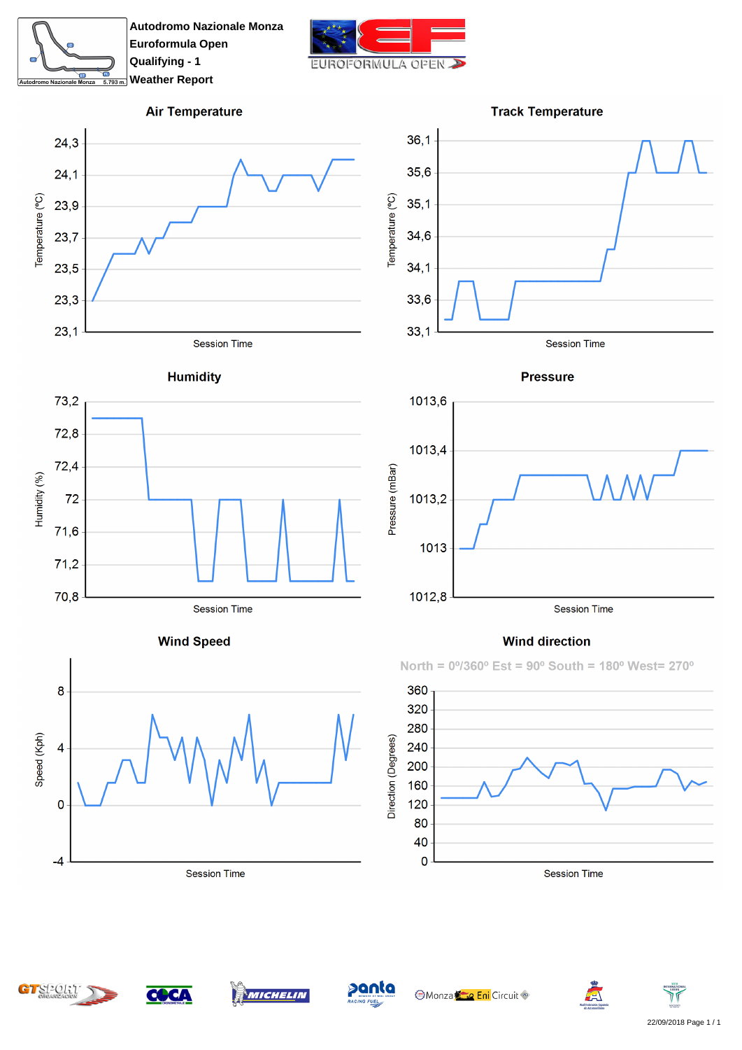Autodromo Nazionale Monza
Euroformula Open
Qualifying - 1
Weather Report

Autodromo Nazionale Monza 5.793 m.

EUROFORMULA OPEN

## Air Temperature

Temperature (ºC)

24,3
24,1
23,9
23,7
23,5
23,3
23,1

Session Time

## Track Temperature

Temperature (ºC)

36,1
35,6
35,1
34,6
34,1
33,6
33,1

Session Time

## Humidity

Humidity (%)

73,2
72,8
72,4
72
71,6
71,2
70,8

Session Time

## Pressure

Pressure (mBar)

1013,6
1013,4
1013,2
1013
1012,8

Session Time

## Wind Speed

Speed (Kph)

8
4
0
-4

Session Time

## Wind direction

North = 0º/360º Est = 90º South = 180º West= 270º

Direction (Degrees)

360
320
280
240
200
160
120
80
40
0

Session Time

22/09/2018